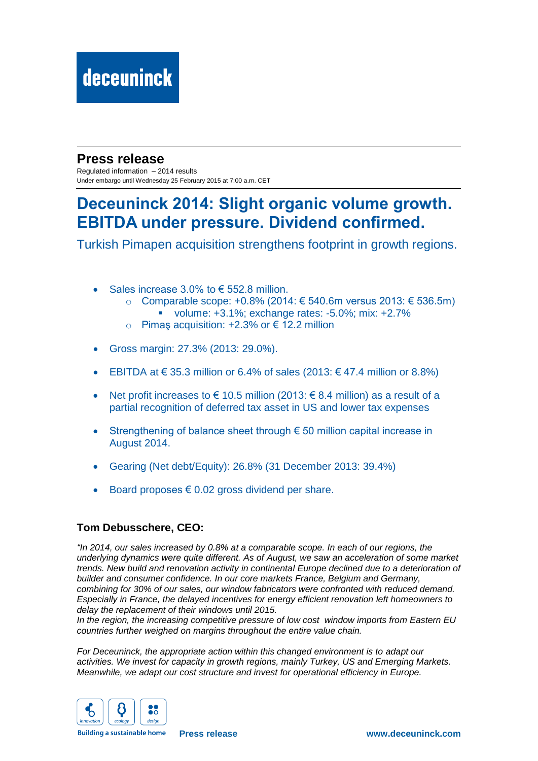deceuninck

## Press release

Regulated information – 2014 results
Under embargo until Wednesday 25 February 2015 at 7:00 a.m. CET

# Deceuninck 2014: Slight organic volume growth. EBITDA under pressure. Dividend confirmed.

Turkish Pimapen acquisition strengthens footprint in growth regions.

- Sales increase 3.0% to € 552.8 million.
  - Comparable scope: +0.8% (2014: € 540.6m versus 2013: € 536.5m)
    - volume: +3.1%; exchange rates: -5.0%; mix: +2.7%
  - Pimaş acquisition: +2.3% or € 12.2 million
- Gross margin: 27.3% (2013: 29.0%).
- EBITDA at € 35.3 million or 6.4% of sales (2013: € 47.4 million or 8.8%)
- Net profit increases to € 10.5 million (2013: € 8.4 million) as a result of a partial recognition of deferred tax asset in US and lower tax expenses
- Strengthening of balance sheet through € 50 million capital increase in August 2014.
- Gearing (Net debt/Equity): 26.8% (31 December 2013: 39.4%)
- Board proposes € 0.02 gross dividend per share.

### Tom Debusschere, CEO:

*"In 2014, our sales increased by 0.8% at a comparable scope. In each of our regions, the underlying dynamics were quite different. As of August, we saw an acceleration of some market trends. New build and renovation activity in continental Europe declined due to a deterioration of builder and consumer confidence. In our core markets France, Belgium and Germany, combining for 30% of our sales, our window fabricators were confronted with reduced demand. Especially in France, the delayed incentives for energy efficient renovation left homeowners to delay the replacement of their windows until 2015.*
*In the region, the increasing competitive pressure of low cost window imports from Eastern EU countries further weighed on margins throughout the entire value chain.*

*For Deceuninck, the appropriate action within this changed environment is to adapt our activities. We invest for capacity in growth regions, mainly Turkey, US and Emerging Markets. Meanwhile, we adapt our cost structure and invest for operational efficiency in Europe.*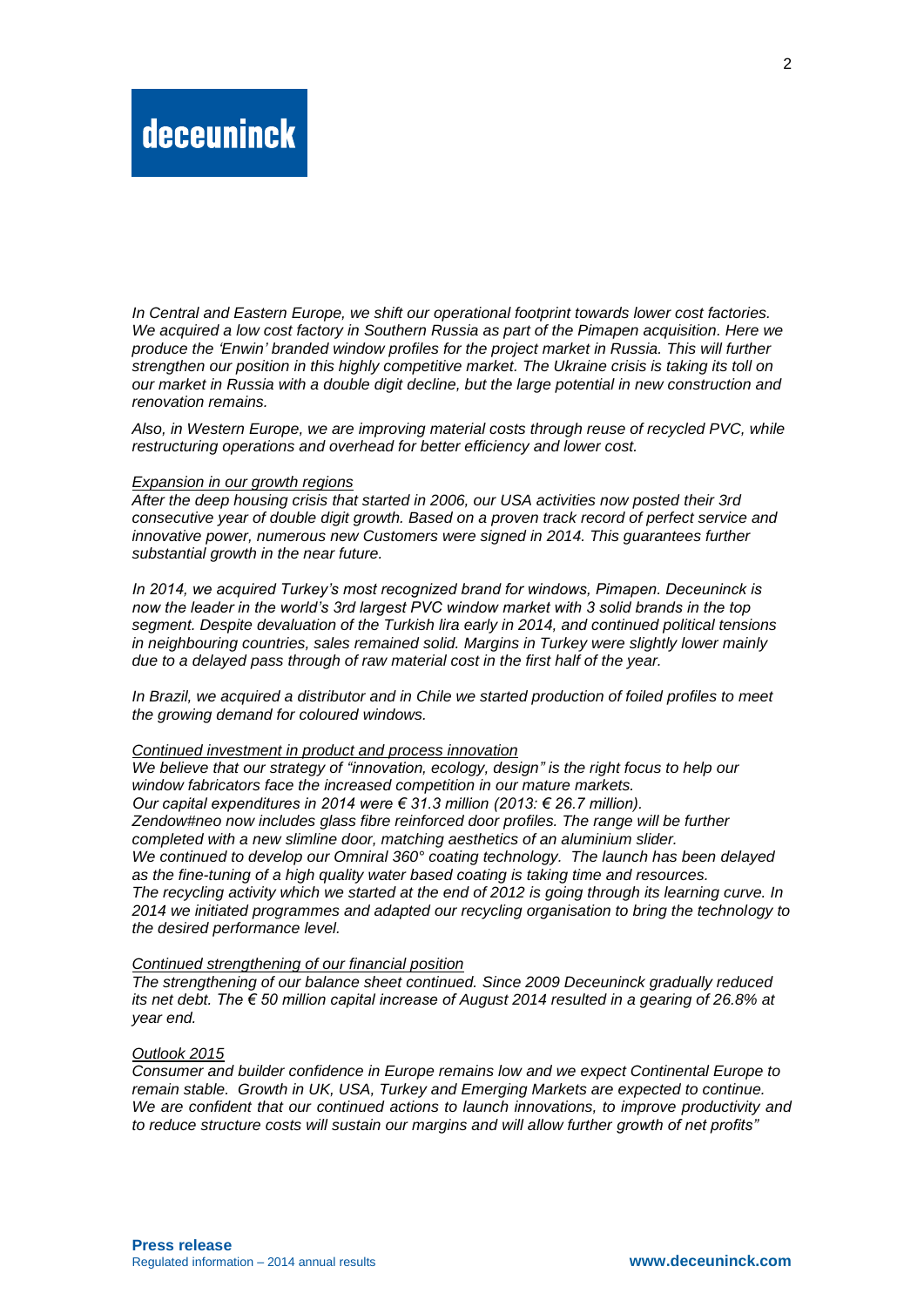*In Central and Eastern Europe, we shift our operational footprint towards lower cost factories. We acquired a low cost factory in Southern Russia as part of the Pimapen acquisition. Here we produce the 'Enwin' branded window profiles for the project market in Russia. This will further strengthen our position in this highly competitive market. The Ukraine crisis is taking its toll on our market in Russia with a double digit decline, but the large potential in new construction and renovation remains.*

*Also, in Western Europe, we are improving material costs through reuse of recycled PVC, while restructuring operations and overhead for better efficiency and lower cost.*

*Expansion in our growth regions*

*After the deep housing crisis that started in 2006, our USA activities now posted their 3rd consecutive year of double digit growth. Based on a proven track record of perfect service and innovative power, numerous new Customers were signed in 2014. This guarantees further substantial growth in the near future.*

*In 2014, we acquired Turkey's most recognized brand for windows, Pimapen. Deceuninck is now the leader in the world's 3rd largest PVC window market with 3 solid brands in the top segment. Despite devaluation of the Turkish lira early in 2014, and continued political tensions in neighbouring countries, sales remained solid. Margins in Turkey were slightly lower mainly due to a delayed pass through of raw material cost in the first half of the year.*

*In Brazil, we acquired a distributor and in Chile we started production of foiled profiles to meet the growing demand for coloured windows.*

*Continued investment in product and process innovation*

*We believe that our strategy of "innovation, ecology, design" is the right focus to help our window fabricators face the increased competition in our mature markets.*
*Our capital expenditures in 2014 were € 31.3 million (2013: € 26.7 million).*
*Zendow#neo now includes glass fibre reinforced door profiles. The range will be further completed with a new slimline door, matching aesthetics of an aluminium slider.*
*We continued to develop our Omniral 360° coating technology. The launch has been delayed as the fine-tuning of a high quality water based coating is taking time and resources.*
*The recycling activity which we started at the end of 2012 is going through its learning curve. In 2014 we initiated programmes and adapted our recycling organisation to bring the technology to the desired performance level.*

*Continued strengthening of our financial position*

*The strengthening of our balance sheet continued. Since 2009 Deceuninck gradually reduced its net debt. The € 50 million capital increase of August 2014 resulted in a gearing of 26.8% at year end.*

*Outlook 2015*

*Consumer and builder confidence in Europe remains low and we expect Continental Europe to remain stable. Growth in UK, USA, Turkey and Emerging Markets are expected to continue. We are confident that our continued actions to launch innovations, to improve productivity and to reduce structure costs will sustain our margins and will allow further growth of net profits"*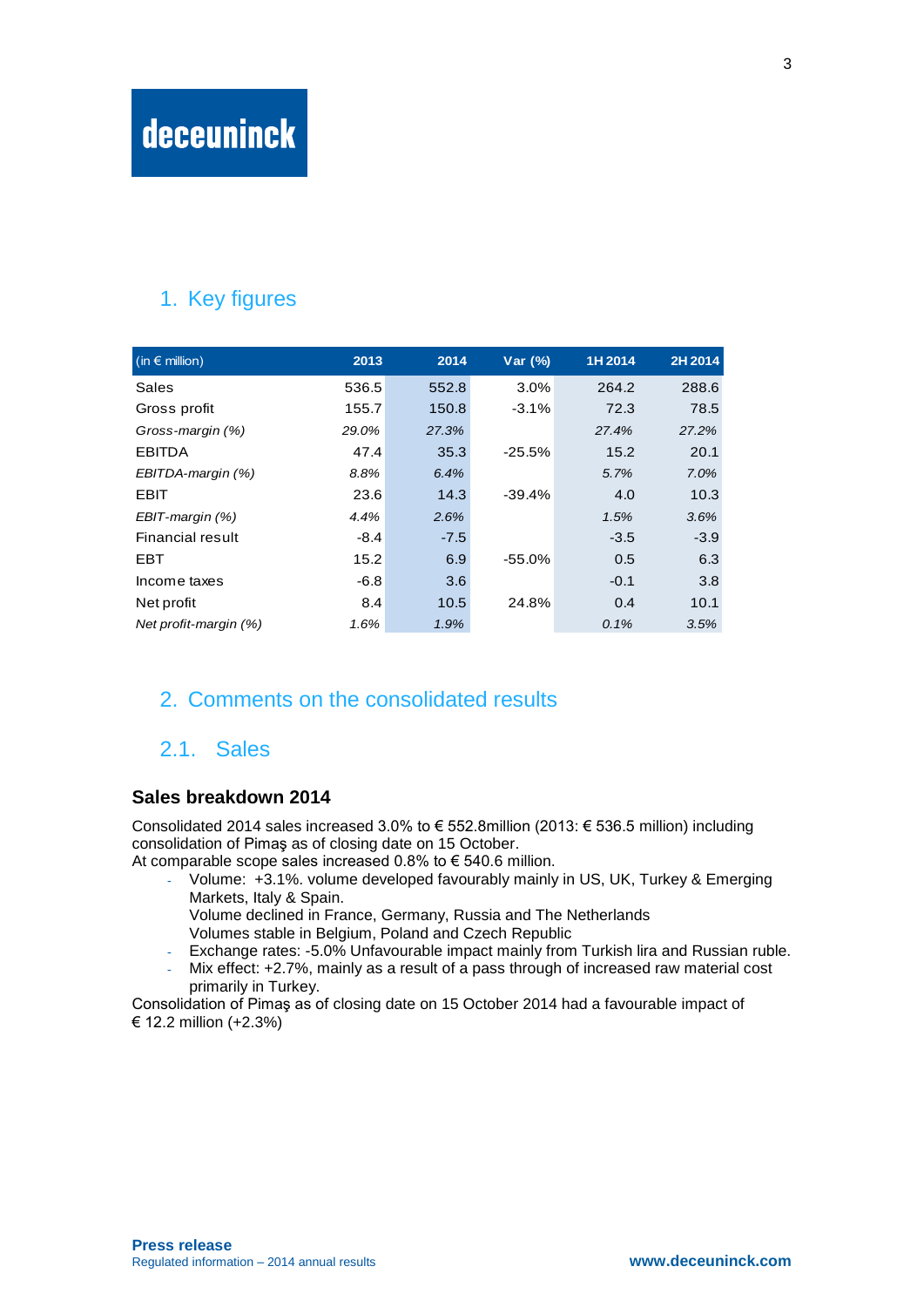deceuninck

## 1. Key figures

| (in € million) | 2013 | 2014 | Var (%) | 1H 2014 | 2H 2014 |
|---|---|---|---|---|---|
| Sales | 536.5 | 552.8 | 3.0% | 264.2 | 288.6 |
| Gross profit | 155.7 | 150.8 | -3.1% | 72.3 | 78.5 |
| *Gross-margin (%)* | *29.0%* | *27.3%* | | *27.4%* | *27.2%* |
| EBITDA | 47.4 | 35.3 | -25.5% | 15.2 | 20.1 |
| *EBITDA-margin (%)* | *8.8%* | *6.4%* | | *5.7%* | *7.0%* |
| EBIT | 23.6 | 14.3 | -39.4% | 4.0 | 10.3 |
| *EBIT-margin (%)* | *4.4%* | *2.6%* | | *1.5%* | *3.6%* |
| Financial result | -8.4 | -7.5 | | -3.5 | -3.9 |
| EBT | 15.2 | 6.9 | -55.0% | 0.5 | 6.3 |
| Income taxes | -6.8 | 3.6 | | -0.1 | 3.8 |
| Net profit | 8.4 | 10.5 | 24.8% | 0.4 | 10.1 |
| *Net profit-margin (%)* | *1.6%* | *1.9%* | | *0.1%* | *3.5%* |

## 2. Comments on the consolidated results

### 2.1. Sales

#### Sales breakdown 2014

Consolidated 2014 sales increased 3.0% to € 552.8million (2013: € 536.5 million) including consolidation of Pimaş as of closing date on 15 October.
At comparable scope sales increased 0.8% to € 540.6 million.

- Volume: +3.1%. volume developed favourably mainly in US, UK, Turkey & Emerging Markets, Italy & Spain.
  Volume declined in France, Germany, Russia and The Netherlands
  Volumes stable in Belgium, Poland and Czech Republic
- Exchange rates: -5.0% Unfavourable impact mainly from Turkish lira and Russian ruble.
- Mix effect: +2.7%, mainly as a result of a pass through of increased raw material cost primarily in Turkey.

Consolidation of Pimaş as of closing date on 15 October 2014 had a favourable impact of € 12.2 million (+2.3%)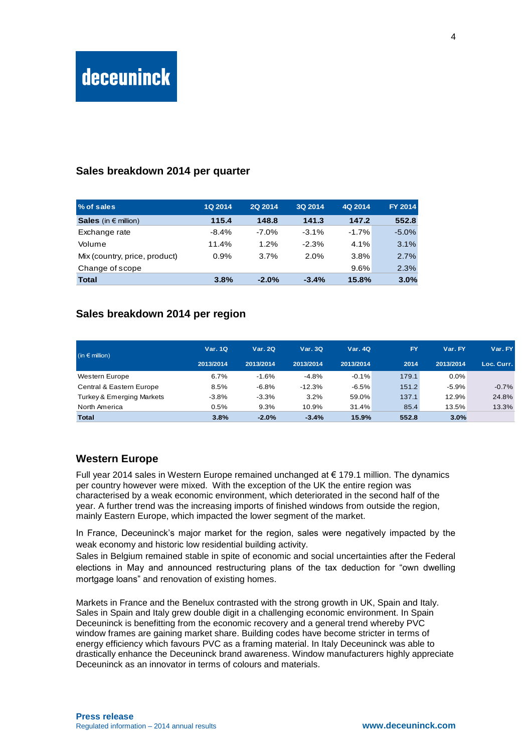## Sales breakdown 2014 per quarter

| % of sales | 1Q 2014 | 2Q 2014 | 3Q 2014 | 4Q 2014 | FY 2014 |
|---|---|---|---|---|---|
| **Sales** (in € million) | **115.4** | **148.8** | **141.3** | **147.2** | **552.8** |
| Exchange rate | -8.4% | -7.0% | -3.1% | -1.7% | -5.0% |
| Volume | 11.4% | 1.2% | -2.3% | 4.1% | 3.1% |
| Mix (country, price, product) | 0.9% | 3.7% | 2.0% | 3.8% | 2.7% |
| Change of scope | | | | 9.6% | 2.3% |
| **Total** | **3.8%** | **-2.0%** | **-3.4%** | **15.8%** | **3.0%** |

## Sales breakdown 2014 per region

| (in € million) | Var. 1Q 2013/2014 | Var. 2Q 2013/2014 | Var. 3Q 2013/2014 | Var. 4Q 2013/2014 | FY 2014 | Var. FY 2013/2014 | Var. FY Loc. Curr. |
|---|---|---|---|---|---|---|---|
| Western Europe | 6.7% | -1.6% | -4.8% | -0.1% | 179.1 | 0.0% | |
| Central & Eastern Europe | 8.5% | -6.8% | -12.3% | -6.5% | 151.2 | -5.9% | -0.7% |
| Turkey & Emerging Markets | -3.8% | -3.3% | 3.2% | 59.0% | 137.1 | 12.9% | 24.8% |
| North America | 0.5% | 9.3% | 10.9% | 31.4% | 85.4 | 13.5% | 13.3% |
| **Total** | **3.8%** | **-2.0%** | **-3.4%** | **15.9%** | **552.8** | **3.0%** | |

## Western Europe

Full year 2014 sales in Western Europe remained unchanged at € 179.1 million. The dynamics per country however were mixed. With the exception of the UK the entire region was characterised by a weak economic environment, which deteriorated in the second half of the year. A further trend was the increasing imports of finished windows from outside the region, mainly Eastern Europe, which impacted the lower segment of the market.

In France, Deceuninck's major market for the region, sales were negatively impacted by the weak economy and historic low residential building activity.
Sales in Belgium remained stable in spite of economic and social uncertainties after the Federal elections in May and announced restructuring plans of the tax deduction for "own dwelling mortgage loans" and renovation of existing homes.

Markets in France and the Benelux contrasted with the strong growth in UK, Spain and Italy. Sales in Spain and Italy grew double digit in a challenging economic environment. In Spain Deceuninck is benefitting from the economic recovery and a general trend whereby PVC window frames are gaining market share. Building codes have become stricter in terms of energy efficiency which favours PVC as a framing material. In Italy Deceuninck was able to drastically enhance the Deceuninck brand awareness. Window manufacturers highly appreciate Deceuninck as an innovator in terms of colours and materials.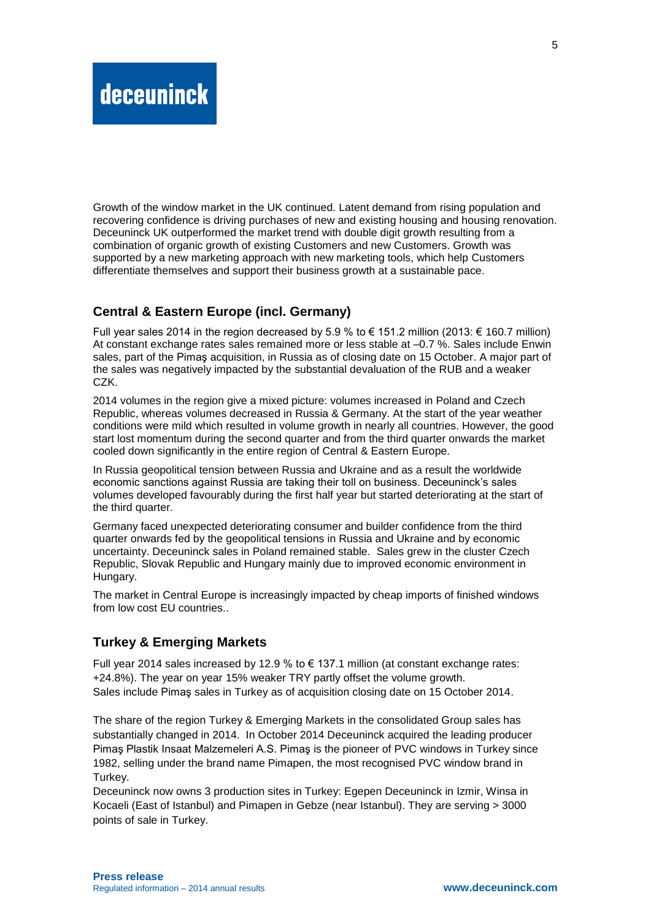Growth of the window market in the UK continued. Latent demand from rising population and recovering confidence is driving purchases of new and existing housing and housing renovation. Deceuninck UK outperformed the market trend with double digit growth resulting from a combination of organic growth of existing Customers and new Customers. Growth was supported by a new marketing approach with new marketing tools, which help Customers differentiate themselves and support their business growth at a sustainable pace.

## Central & Eastern Europe (incl. Germany)

Full year sales 2014 in the region decreased by 5.9 % to € 151.2 million (2013: € 160.7 million) At constant exchange rates sales remained more or less stable at –0.7 %. Sales include Enwin sales, part of the Pimaş acquisition, in Russia as of closing date on 15 October. A major part of the sales was negatively impacted by the substantial devaluation of the RUB and a weaker CZK.

2014 volumes in the region give a mixed picture: volumes increased in Poland and Czech Republic, whereas volumes decreased in Russia & Germany. At the start of the year weather conditions were mild which resulted in volume growth in nearly all countries. However, the good start lost momentum during the second quarter and from the third quarter onwards the market cooled down significantly in the entire region of Central & Eastern Europe.

In Russia geopolitical tension between Russia and Ukraine and as a result the worldwide economic sanctions against Russia are taking their toll on business. Deceuninck's sales volumes developed favourably during the first half year but started deteriorating at the start of the third quarter.

Germany faced unexpected deteriorating consumer and builder confidence from the third quarter onwards fed by the geopolitical tensions in Russia and Ukraine and by economic uncertainty. Deceuninck sales in Poland remained stable. Sales grew in the cluster Czech Republic, Slovak Republic and Hungary mainly due to improved economic environment in Hungary.

The market in Central Europe is increasingly impacted by cheap imports of finished windows from low cost EU countries..

## Turkey & Emerging Markets

Full year 2014 sales increased by 12.9 % to € 137.1 million (at constant exchange rates: +24.8%). The year on year 15% weaker TRY partly offset the volume growth.
Sales include Pimaş sales in Turkey as of acquisition closing date on 15 October 2014.

The share of the region Turkey & Emerging Markets in the consolidated Group sales has substantially changed in 2014. In October 2014 Deceuninck acquired the leading producer Pimaş Plastik Insaat Malzemeleri A.S. Pimaş is the pioneer of PVC windows in Turkey since 1982, selling under the brand name Pimapen, the most recognised PVC window brand in Turkey.
Deceuninck now owns 3 production sites in Turkey: Egepen Deceuninck in Izmir, Winsa in Kocaeli (East of Istanbul) and Pimapen in Gebze (near Istanbul). They are serving > 3000 points of sale in Turkey.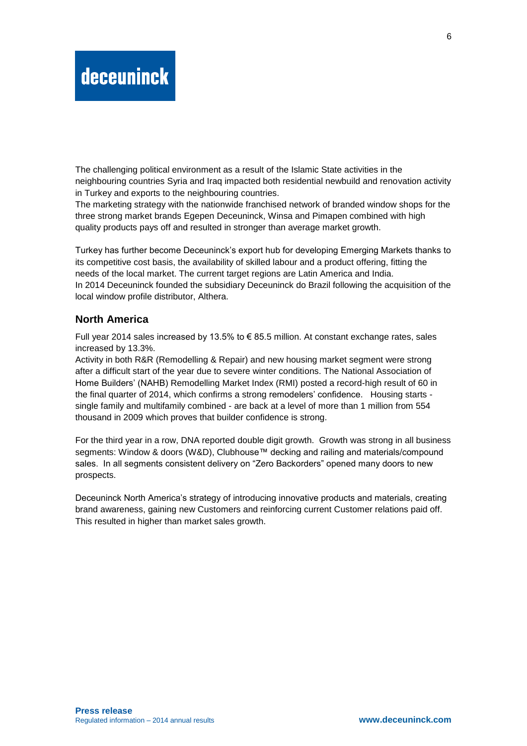The challenging political environment as a result of the Islamic State activities in the neighbouring countries Syria and Iraq impacted both residential newbuild and renovation activity in Turkey and exports to the neighbouring countries.
The marketing strategy with the nationwide franchised network of branded window shops for the three strong market brands Egepen Deceuninck, Winsa and Pimapen combined with high quality products pays off and resulted in stronger than average market growth.

Turkey has further become Deceuninck's export hub for developing Emerging Markets thanks to its competitive cost basis, the availability of skilled labour and a product offering, fitting the needs of the local market. The current target regions are Latin America and India.
In 2014 Deceuninck founded the subsidiary Deceuninck do Brazil following the acquisition of the local window profile distributor, Althera.

## North America

Full year 2014 sales increased by 13.5% to € 85.5 million. At constant exchange rates, sales increased by 13.3%.
Activity in both R&R (Remodelling & Repair) and new housing market segment were strong after a difficult start of the year due to severe winter conditions. The National Association of Home Builders' (NAHB) Remodelling Market Index (RMI) posted a record-high result of 60 in the final quarter of 2014, which confirms a strong remodelers' confidence. Housing starts - single family and multifamily combined - are back at a level of more than 1 million from 554 thousand in 2009 which proves that builder confidence is strong.

For the third year in a row, DNA reported double digit growth. Growth was strong in all business segments: Window & doors (W&D), Clubhouse™ decking and railing and materials/compound sales. In all segments consistent delivery on "Zero Backorders" opened many doors to new prospects.

Deceuninck North America's strategy of introducing innovative products and materials, creating brand awareness, gaining new Customers and reinforcing current Customer relations paid off. This resulted in higher than market sales growth.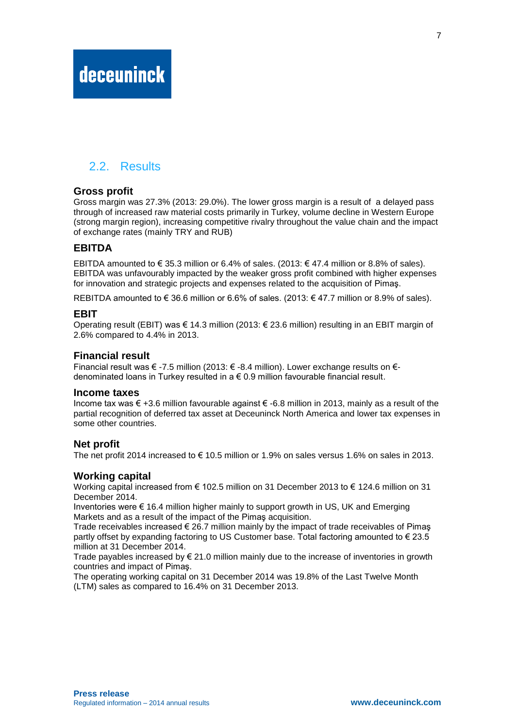## 2.2. Results

### Gross profit

Gross margin was 27.3% (2013: 29.0%). The lower gross margin is a result of a delayed pass through of increased raw material costs primarily in Turkey, volume decline in Western Europe (strong margin region), increasing competitive rivalry throughout the value chain and the impact of exchange rates (mainly TRY and RUB)

### EBITDA

EBITDA amounted to € 35.3 million or 6.4% of sales. (2013: € 47.4 million or 8.8% of sales). EBITDA was unfavourably impacted by the weaker gross profit combined with higher expenses for innovation and strategic projects and expenses related to the acquisition of Pimaş.

REBITDA amounted to € 36.6 million or 6.6% of sales. (2013: € 47.7 million or 8.9% of sales).

### EBIT

Operating result (EBIT) was € 14.3 million (2013: € 23.6 million) resulting in an EBIT margin of 2.6% compared to 4.4% in 2013.

### Financial result

Financial result was € -7.5 million (2013: € -8.4 million). Lower exchange results on €-denominated loans in Turkey resulted in a € 0.9 million favourable financial result.

### Income taxes

Income tax was € +3.6 million favourable against € -6.8 million in 2013, mainly as a result of the partial recognition of deferred tax asset at Deceuninck North America and lower tax expenses in some other countries.

### Net profit

The net profit 2014 increased to € 10.5 million or 1.9% on sales versus 1.6% on sales in 2013.

### Working capital

Working capital increased from € 102.5 million on 31 December 2013 to € 124.6 million on 31 December 2014.

Inventories were € 16.4 million higher mainly to support growth in US, UK and Emerging Markets and as a result of the impact of the Pimaş acquisition.

Trade receivables increased € 26.7 million mainly by the impact of trade receivables of Pimaş partly offset by expanding factoring to US Customer base. Total factoring amounted to € 23.5 million at 31 December 2014.

Trade payables increased by € 21.0 million mainly due to the increase of inventories in growth countries and impact of Pimaş.

The operating working capital on 31 December 2014 was 19.8% of the Last Twelve Month (LTM) sales as compared to 16.4% on 31 December 2013.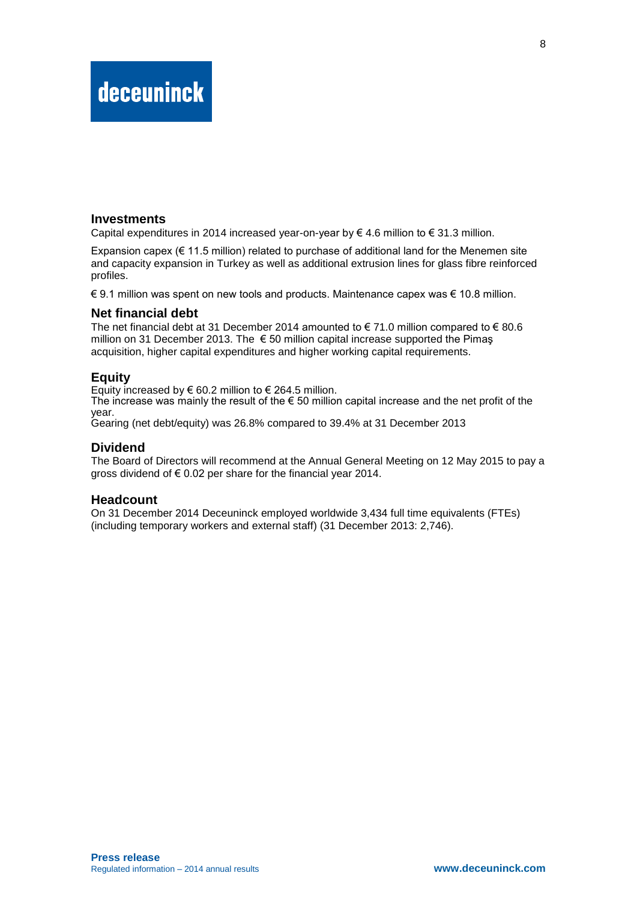## Investments

Capital expenditures in 2014 increased year-on-year by € 4.6 million to € 31.3 million.

Expansion capex (€ 11.5 million) related to purchase of additional land for the Menemen site and capacity expansion in Turkey as well as additional extrusion lines for glass fibre reinforced profiles.

€ 9.1 million was spent on new tools and products. Maintenance capex was € 10.8 million.

## Net financial debt

The net financial debt at 31 December 2014 amounted to € 71.0 million compared to € 80.6 million on 31 December 2013. The € 50 million capital increase supported the Pimaş acquisition, higher capital expenditures and higher working capital requirements.

## Equity

Equity increased by € 60.2 million to € 264.5 million.
The increase was mainly the result of the € 50 million capital increase and the net profit of the year.
Gearing (net debt/equity) was 26.8% compared to 39.4% at 31 December 2013

## Dividend

The Board of Directors will recommend at the Annual General Meeting on 12 May 2015 to pay a gross dividend of € 0.02 per share for the financial year 2014.

## Headcount

On 31 December 2014 Deceuninck employed worldwide 3,434 full time equivalents (FTEs) (including temporary workers and external staff) (31 December 2013: 2,746).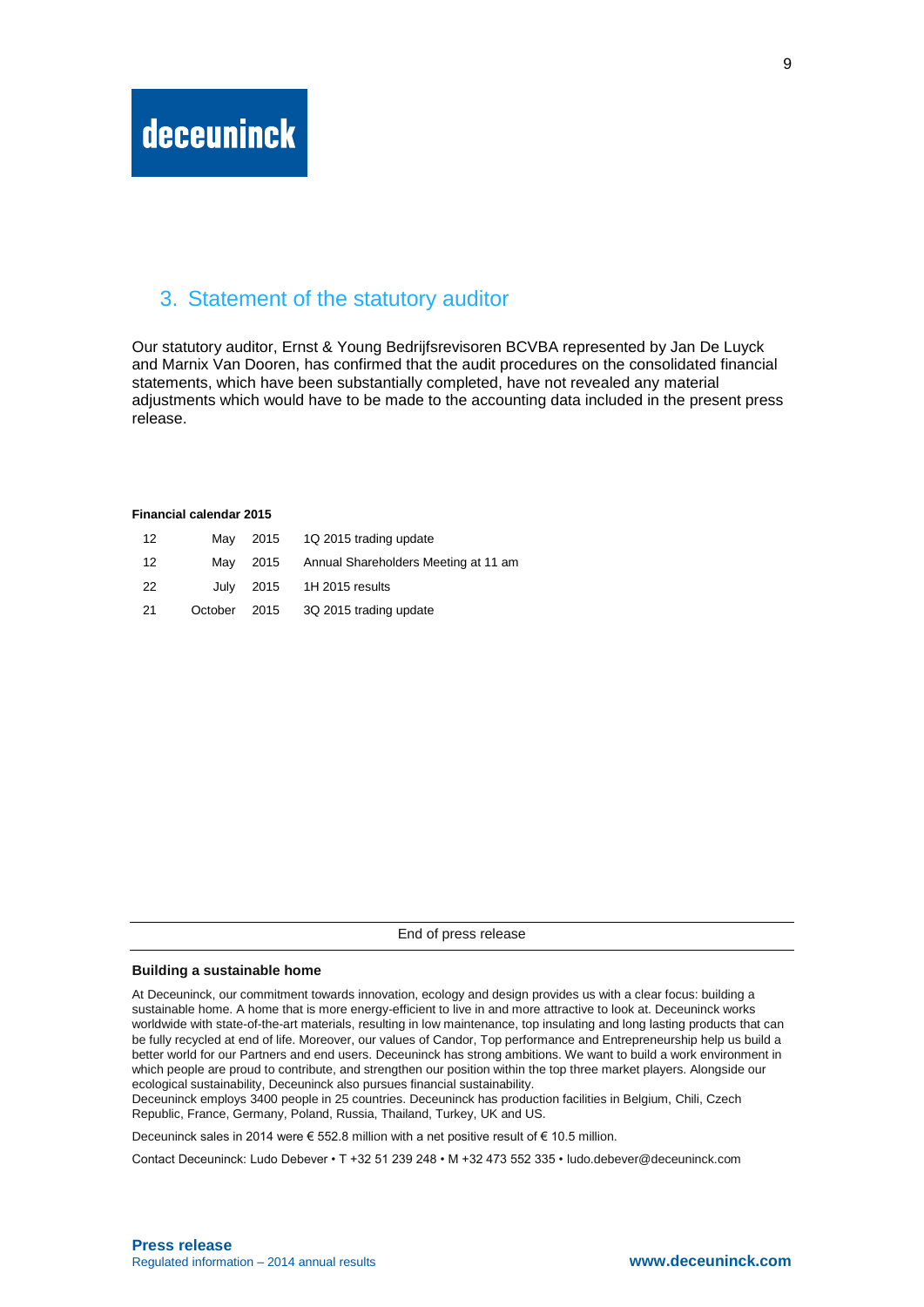## 3. Statement of the statutory auditor

Our statutory auditor, Ernst & Young Bedrijfsrevisoren BCVBA represented by Jan De Luyck and Marnix Van Dooren, has confirmed that the audit procedures on the consolidated financial statements, which have been substantially completed, have not revealed any material adjustments which would have to be made to the accounting data included in the present press release.

**Financial calendar 2015**

| | | | |
|---|---|---|---|
| 12 | May | 2015 | 1Q 2015 trading update |
| 12 | May | 2015 | Annual Shareholders Meeting at 11 am |
| 22 | July | 2015 | 1H 2015 results |
| 21 | October | 2015 | 3Q 2015 trading update |

End of press release

**Building a sustainable home**

At Deceuninck, our commitment towards innovation, ecology and design provides us with a clear focus: building a sustainable home. A home that is more energy-efficient to live in and more attractive to look at. Deceuninck works worldwide with state-of-the-art materials, resulting in low maintenance, top insulating and long lasting products that can be fully recycled at end of life. Moreover, our values of Candor, Top performance and Entrepreneurship help us build a better world for our Partners and end users. Deceuninck has strong ambitions. We want to build a work environment in which people are proud to contribute, and strengthen our position within the top three market players. Alongside our ecological sustainability, Deceuninck also pursues financial sustainability.
Deceuninck employs 3400 people in 25 countries. Deceuninck has production facilities in Belgium, Chili, Czech Republic, France, Germany, Poland, Russia, Thailand, Turkey, UK and US.

Deceuninck sales in 2014 were € 552.8 million with a net positive result of € 10.5 million.

Contact Deceuninck: Ludo Debever • T +32 51 239 248 • M +32 473 552 335 • ludo.debever@deceuninck.com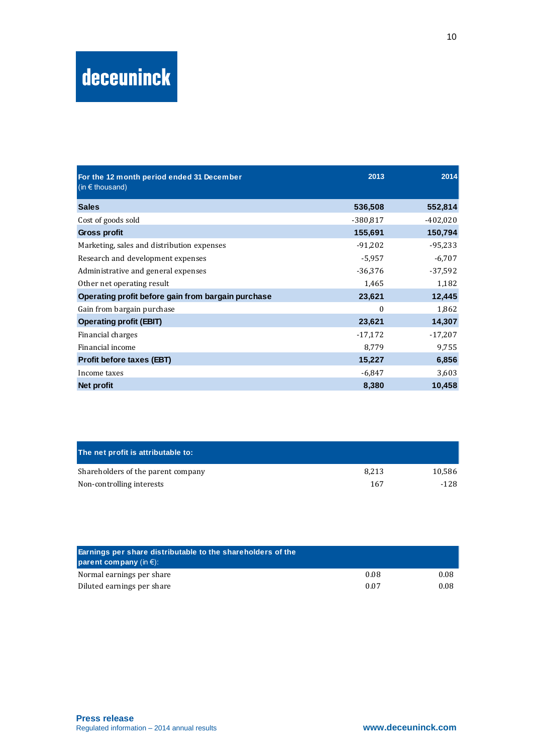| For the 12 month period ended 31 December (in € thousand) | 2013 | 2014 |
|---|---|---|
| **Sales** | **536,508** | **552,814** |
| Cost of goods sold | -380,817 | -402,020 |
| **Gross profit** | **155,691** | **150,794** |
| Marketing, sales and distribution expenses | -91,202 | -95,233 |
| Research and development expenses | -5,957 | -6,707 |
| Administrative and general expenses | -36,376 | -37,592 |
| Other net operating result | 1,465 | 1,182 |
| **Operating profit before gain from bargain purchase** | **23,621** | **12,445** |
| Gain from bargain purchase | 0 | 1,862 |
| **Operating profit (EBIT)** | **23,621** | **14,307** |
| Financial charges | -17,172 | -17,207 |
| Financial income | 8,779 | 9,755 |
| **Profit before taxes (EBT)** | **15,227** | **6,856** |
| Income taxes | -6,847 | 3,603 |
| **Net profit** | **8,380** | **10,458** |

| The net profit is attributable to: | | |
|---|---|---|
| Shareholders of the parent company | 8,213 | 10,586 |
| Non-controlling interests | 167 | -128 |

| Earnings per share distributable to the shareholders of the parent company (in €): | | |
|---|---|---|
| Normal earnings per share | 0.08 | 0.08 |
| Diluted earnings per share | 0.07 | 0.08 |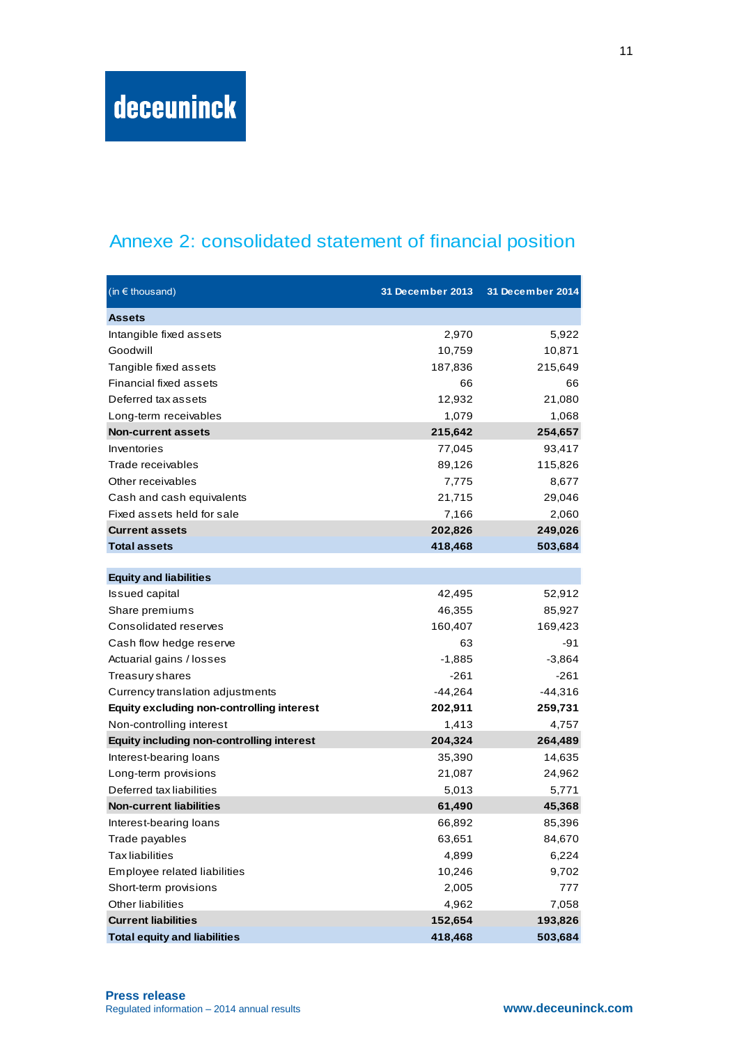deceuninck

## Annexe 2: consolidated statement of financial position

| (in € thousand) | 31 December 2013 | 31 December 2014 |
|---|---|---|
| **Assets** | | |
| Intangible fixed assets | 2,970 | 5,922 |
| Goodwill | 10,759 | 10,871 |
| Tangible fixed assets | 187,836 | 215,649 |
| Financial fixed assets | 66 | 66 |
| Deferred tax assets | 12,932 | 21,080 |
| Long-term receivables | 1,079 | 1,068 |
| **Non-current assets** | **215,642** | **254,657** |
| Inventories | 77,045 | 93,417 |
| Trade receivables | 89,126 | 115,826 |
| Other receivables | 7,775 | 8,677 |
| Cash and cash equivalents | 21,715 | 29,046 |
| Fixed assets held for sale | 7,166 | 2,060 |
| **Current assets** | **202,826** | **249,026** |
| **Total assets** | **418,468** | **503,684** |
| | | |
| **Equity and liabilities** | | |
| Issued capital | 42,495 | 52,912 |
| Share premiums | 46,355 | 85,927 |
| Consolidated reserves | 160,407 | 169,423 |
| Cash flow hedge reserve | 63 | -91 |
| Actuarial gains / losses | -1,885 | -3,864 |
| Treasury shares | -261 | -261 |
| Currency translation adjustments | -44,264 | -44,316 |
| **Equity excluding non-controlling interest** | **202,911** | **259,731** |
| Non-controlling interest | 1,413 | 4,757 |
| **Equity including non-controlling interest** | **204,324** | **264,489** |
| Interest-bearing loans | 35,390 | 14,635 |
| Long-term provisions | 21,087 | 24,962 |
| Deferred tax liabilities | 5,013 | 5,771 |
| **Non-current liabilities** | **61,490** | **45,368** |
| Interest-bearing loans | 66,892 | 85,396 |
| Trade payables | 63,651 | 84,670 |
| Tax liabilities | 4,899 | 6,224 |
| Employee related liabilities | 10,246 | 9,702 |
| Short-term provisions | 2,005 | 777 |
| Other liabilities | 4,962 | 7,058 |
| **Current liabilities** | **152,654** | **193,826** |
| **Total equity and liabilities** | **418,468** | **503,684** |

**Press release**
Regulated information – 2014 annual results

www.deceuninck.com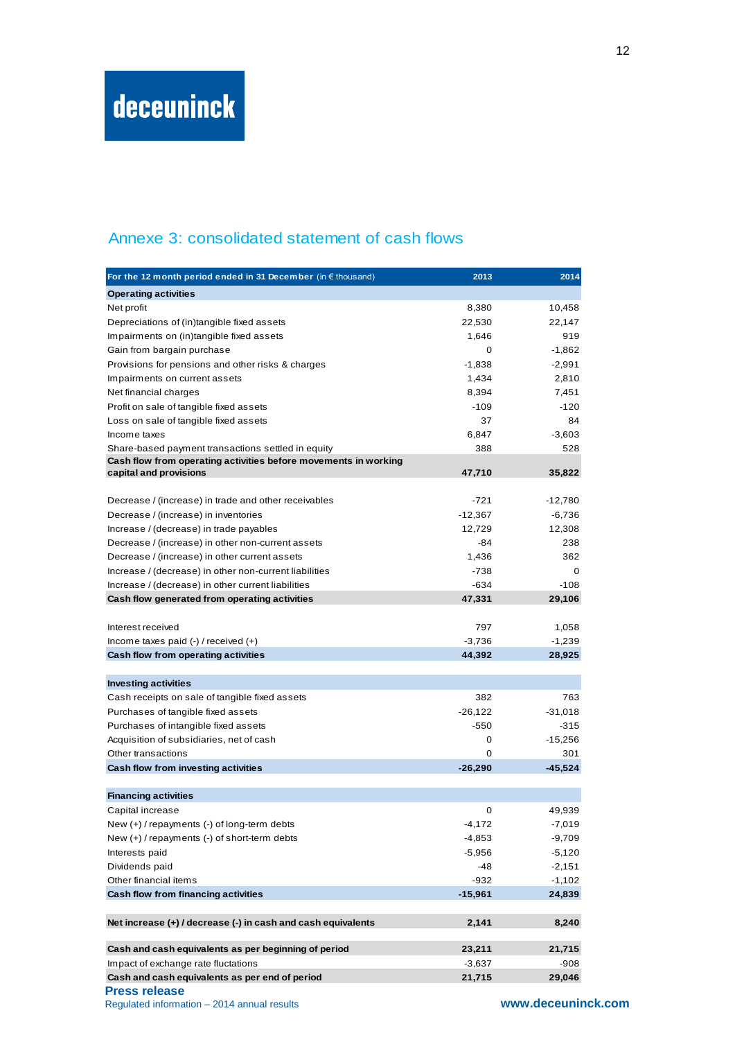deceuninck

## Annexe 3: consolidated statement of cash flows

| For the 12 month period ended in 31 December (in € thousand) | 2013 | 2014 |
|---|---|---|
| **Operating activities** | | |
| Net profit | 8,380 | 10,458 |
| Depreciations of (in)tangible fixed assets | 22,530 | 22,147 |
| Impairments on (in)tangible fixed assets | 1,646 | 919 |
| Gain from bargain purchase | 0 | -1,862 |
| Provisions for pensions and other risks & charges | -1,838 | -2,991 |
| Impairments on current assets | 1,434 | 2,810 |
| Net financial charges | 8,394 | 7,451 |
| Profit on sale of tangible fixed assets | -109 | -120 |
| Loss on sale of tangible fixed assets | 37 | 84 |
| Income taxes | 6,847 | -3,603 |
| Share-based payment transactions settled in equity | 388 | 528 |
| **Cash flow from operating activities before movements in working capital and provisions** | **47,710** | **35,822** |
| | | |
| Decrease / (increase) in trade and other receivables | -721 | -12,780 |
| Decrease / (increase) in inventories | -12,367 | -6,736 |
| Increase / (decrease) in trade payables | 12,729 | 12,308 |
| Decrease / (increase) in other non-current assets | -84 | 238 |
| Decrease / (increase) in other current assets | 1,436 | 362 |
| Increase / (decrease) in other non-current liabilities | -738 | 0 |
| Increase / (decrease) in other current liabilities | -634 | -108 |
| **Cash flow generated from operating activities** | **47,331** | **29,106** |
| | | |
| Interest received | 797 | 1,058 |
| Income taxes paid (-) / received (+) | -3,736 | -1,239 |
| **Cash flow from operating activities** | **44,392** | **28,925** |
| | | |
| **Investing activities** | | |
| Cash receipts on sale of tangible fixed assets | 382 | 763 |
| Purchases of tangible fixed assets | -26,122 | -31,018 |
| Purchases of intangible fixed assets | -550 | -315 |
| Acquisition of subsidiaries, net of cash | 0 | -15,256 |
| Other transactions | 0 | 301 |
| **Cash flow from investing activities** | **-26,290** | **-45,524** |
| | | |
| **Financing activities** | | |
| Capital increase | 0 | 49,939 |
| New (+) / repayments (-) of long-term debts | -4,172 | -7,019 |
| New (+) / repayments (-) of short-term debts | -4,853 | -9,709 |
| Interests paid | -5,956 | -5,120 |
| Dividends paid | -48 | -2,151 |
| Other financial items | -932 | -1,102 |
| **Cash flow from financing activities** | **-15,961** | **24,839** |
| | | |
| **Net increase (+) / decrease (-) in cash and cash equivalents** | **2,141** | **8,240** |
| | | |
| **Cash and cash equivalents as per beginning of period** | **23,211** | **21,715** |
| Impact of exchange rate fluctations | -3,637 | -908 |
| **Cash and cash equivalents as per end of period** | **21,715** | **29,046** |

**Press release**
Regulated information – 2014 annual results

**www.deceuninck.com**